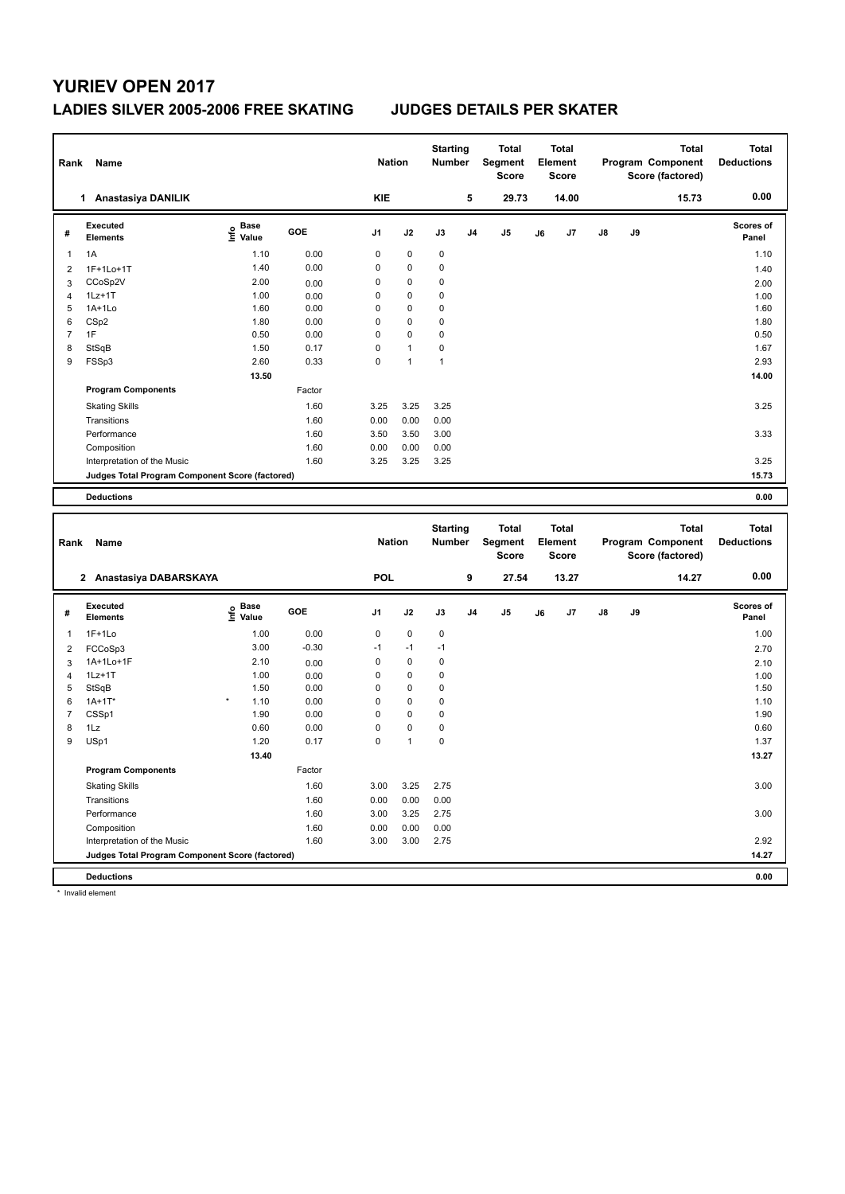# YURIEV OPEN 2017

## LADIES SILVER 2005-2006 FREE SKATING JUDGES DETAILS PER SKATER

| Rank | Name | Nation | Starting Number | Total Segment Score | Total Element Score | Total Program Component Score (factored) | Total Deductions |
|---|---|---|---|---|---|---|---|
| 1 | Anastasiya DANILIK | KIE | 5 | 29.73 | 14.00 | 15.73 | 0.00 |

| # | Executed Elements | Info | Base Value | GOE | J1 | J2 | J3 | J4 | J5 | J6 | J7 | J8 | J9 | Scores of Panel |
|---|---|---|---|---|---|---|---|---|---|---|---|---|---|---|
| 1 | 1A | | 1.10 | 0.00 | 0 | 0 | 0 | | | | | | | 1.10 |
| 2 | 1F+1Lo+1T | | 1.40 | 0.00 | 0 | 0 | 0 | | | | | | | 1.40 |
| 3 | CCoSp2V | | 2.00 | 0.00 | 0 | 0 | 0 | | | | | | | 2.00 |
| 4 | 1Lz+1T | | 1.00 | 0.00 | 0 | 0 | 0 | | | | | | | 1.00 |
| 5 | 1A+1Lo | | 1.60 | 0.00 | 0 | 0 | 0 | | | | | | | 1.60 |
| 6 | CSp2 | | 1.80 | 0.00 | 0 | 0 | 0 | | | | | | | 1.80 |
| 7 | 1F | | 0.50 | 0.00 | 0 | 0 | 0 | | | | | | | 0.50 |
| 8 | StSqB | | 1.50 | 0.17 | 0 | 1 | 0 | | | | | | | 1.67 |
| 9 | FSSp3 | | 2.60 | 0.33 | 0 | 1 | 1 | | | | | | | 2.93 |
| | | | 13.50 | | | | | | | | | | | 14.00 |
| | **Program Components** | | | Factor | | | | | | | | | | |
| | Skating Skills | | | 1.60 | 3.25 | 3.25 | 3.25 | | | | | | | 3.25 |
| | Transitions | | | 1.60 | 0.00 | 0.00 | 0.00 | | | | | | | |
| | Performance | | | 1.60 | 3.50 | 3.50 | 3.00 | | | | | | | 3.33 |
| | Composition | | | 1.60 | 0.00 | 0.00 | 0.00 | | | | | | | |
| | Interpretation of the Music | | | 1.60 | 3.25 | 3.25 | 3.25 | | | | | | | 3.25 |
| | **Judges Total Program Component Score (factored)** | | | | | | | | | | | | | 15.73 |
| | **Deductions** | | | | | | | | | | | | | 0.00 |

| Rank | Name | Nation | Starting Number | Total Segment Score | Total Element Score | Total Program Component Score (factored) | Total Deductions |
|---|---|---|---|---|---|---|---|
| 2 | Anastasiya DABARSKAYA | POL | 9 | 27.54 | 13.27 | 14.27 | 0.00 |

| # | Executed Elements | Info | Base Value | GOE | J1 | J2 | J3 | J4 | J5 | J6 | J7 | J8 | J9 | Scores of Panel |
|---|---|---|---|---|---|---|---|---|---|---|---|---|---|---|
| 1 | 1F+1Lo | | 1.00 | 0.00 | 0 | 0 | 0 | | | | | | | 1.00 |
| 2 | FCCoSp3 | | 3.00 | -0.30 | -1 | -1 | -1 | | | | | | | 2.70 |
| 3 | 1A+1Lo+1F | | 2.10 | 0.00 | 0 | 0 | 0 | | | | | | | 2.10 |
| 4 | 1Lz+1T | | 1.00 | 0.00 | 0 | 0 | 0 | | | | | | | 1.00 |
| 5 | StSqB | | 1.50 | 0.00 | 0 | 0 | 0 | | | | | | | 1.50 |
| 6 | 1A+1T* | * | 1.10 | 0.00 | 0 | 0 | 0 | | | | | | | 1.10 |
| 7 | CSSp1 | | 1.90 | 0.00 | 0 | 0 | 0 | | | | | | | 1.90 |
| 8 | 1Lz | | 0.60 | 0.00 | 0 | 0 | 0 | | | | | | | 0.60 |
| 9 | USp1 | | 1.20 | 0.17 | 0 | 1 | 0 | | | | | | | 1.37 |
| | | | 13.40 | | | | | | | | | | | 13.27 |
| | **Program Components** | | | Factor | | | | | | | | | | |
| | Skating Skills | | | 1.60 | 3.00 | 3.25 | 2.75 | | | | | | | 3.00 |
| | Transitions | | | 1.60 | 0.00 | 0.00 | 0.00 | | | | | | | |
| | Performance | | | 1.60 | 3.00 | 3.25 | 2.75 | | | | | | | 3.00 |
| | Composition | | | 1.60 | 0.00 | 0.00 | 0.00 | | | | | | | |
| | Interpretation of the Music | | | 1.60 | 3.00 | 3.00 | 2.75 | | | | | | | 2.92 |
| | **Judges Total Program Component Score (factored)** | | | | | | | | | | | | | 14.27 |
| | **Deductions** | | | | | | | | | | | | | 0.00 |

\* Invalid element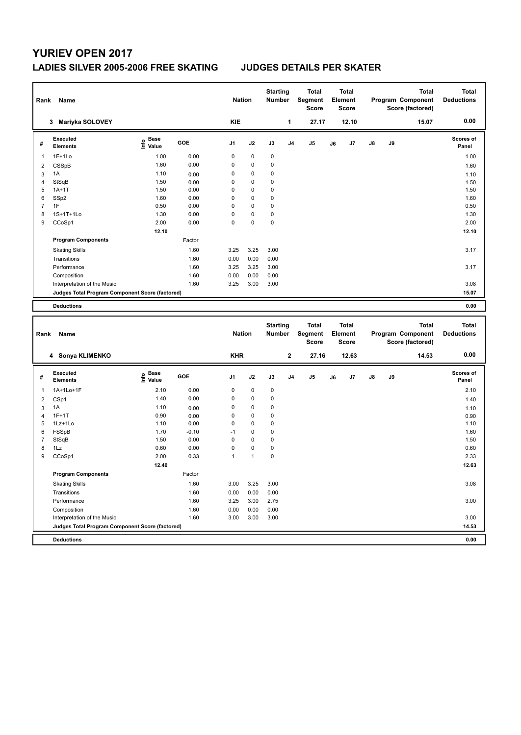# YURIEV OPEN 2017

## LADIES SILVER 2005-2006 FREE SKATING JUDGES DETAILS PER SKATER

| Rank | Name | Nation | Starting Number | Total Segment Score | Total Element Score | Total Program Component Score (factored) | Total Deductions |
|---|---|---|---|---|---|---|---|
| 3 | Mariyka SOLOVEY | KIE | 1 | 27.17 | 12.10 | 15.07 | 0.00 |

| # | Executed Elements | Info | Base Value | GOE | J1 | J2 | J3 | J4 | J5 | J6 | J7 | J8 | J9 | Scores of Panel |
|---|---|---|---|---|---|---|---|---|---|---|---|---|---|---|
| 1 | 1F+1Lo | | 1.00 | 0.00 | 0 | 0 | 0 | | | | | | | 1.00 |
| 2 | CSSpB | | 1.60 | 0.00 | 0 | 0 | 0 | | | | | | | 1.60 |
| 3 | 1A | | 1.10 | 0.00 | 0 | 0 | 0 | | | | | | | 1.10 |
| 4 | StSqB | | 1.50 | 0.00 | 0 | 0 | 0 | | | | | | | 1.50 |
| 5 | 1A+1T | | 1.50 | 0.00 | 0 | 0 | 0 | | | | | | | 1.50 |
| 6 | SSp2 | | 1.60 | 0.00 | 0 | 0 | 0 | | | | | | | 1.60 |
| 7 | 1F | | 0.50 | 0.00 | 0 | 0 | 0 | | | | | | | 0.50 |
| 8 | 1S+1T+1Lo | | 1.30 | 0.00 | 0 | 0 | 0 | | | | | | | 1.30 |
| 9 | CCoSp1 | | 2.00 | 0.00 | 0 | 0 | 0 | | | | | | | 2.00 |
| | | | 12.10 | | | | | | | | | | | 12.10 |
| | **Program Components** | | | Factor | | | | | | | | | | |
| | Skating Skills | | | 1.60 | 3.25 | 3.25 | 3.00 | | | | | | | 3.17 |
| | Transitions | | | 1.60 | 0.00 | 0.00 | 0.00 | | | | | | | |
| | Performance | | | 1.60 | 3.25 | 3.25 | 3.00 | | | | | | | 3.17 |
| | Composition | | | 1.60 | 0.00 | 0.00 | 0.00 | | | | | | | |
| | Interpretation of the Music | | | 1.60 | 3.25 | 3.00 | 3.00 | | | | | | | 3.08 |
| | **Judges Total Program Component Score (factored)** | | | | | | | | | | | | | 15.07 |
| | **Deductions** | | | | | | | | | | | | | 0.00 |

| Rank | Name | Nation | Starting Number | Total Segment Score | Total Element Score | Total Program Component Score (factored) | Total Deductions |
|---|---|---|---|---|---|---|---|
| 4 | Sonya KLIMENKO | KHR | 2 | 27.16 | 12.63 | 14.53 | 0.00 |

| # | Executed Elements | Info | Base Value | GOE | J1 | J2 | J3 | J4 | J5 | J6 | J7 | J8 | J9 | Scores of Panel |
|---|---|---|---|---|---|---|---|---|---|---|---|---|---|---|
| 1 | 1A+1Lo+1F | | 2.10 | 0.00 | 0 | 0 | 0 | | | | | | | 2.10 |
| 2 | CSp1 | | 1.40 | 0.00 | 0 | 0 | 0 | | | | | | | 1.40 |
| 3 | 1A | | 1.10 | 0.00 | 0 | 0 | 0 | | | | | | | 1.10 |
| 4 | 1F+1T | | 0.90 | 0.00 | 0 | 0 | 0 | | | | | | | 0.90 |
| 5 | 1Lz+1Lo | | 1.10 | 0.00 | 0 | 0 | 0 | | | | | | | 1.10 |
| 6 | FSSpB | | 1.70 | -0.10 | -1 | 0 | 0 | | | | | | | 1.60 |
| 7 | StSqB | | 1.50 | 0.00 | 0 | 0 | 0 | | | | | | | 1.50 |
| 8 | 1Lz | | 0.60 | 0.00 | 0 | 0 | 0 | | | | | | | 0.60 |
| 9 | CCoSp1 | | 2.00 | 0.33 | 1 | 1 | 0 | | | | | | | 2.33 |
| | | | 12.40 | | | | | | | | | | | 12.63 |
| | **Program Components** | | | Factor | | | | | | | | | | |
| | Skating Skills | | | 1.60 | 3.00 | 3.25 | 3.00 | | | | | | | 3.08 |
| | Transitions | | | 1.60 | 0.00 | 0.00 | 0.00 | | | | | | | |
| | Performance | | | 1.60 | 3.25 | 3.00 | 2.75 | | | | | | | 3.00 |
| | Composition | | | 1.60 | 0.00 | 0.00 | 0.00 | | | | | | | |
| | Interpretation of the Music | | | 1.60 | 3.00 | 3.00 | 3.00 | | | | | | | 3.00 |
| | **Judges Total Program Component Score (factored)** | | | | | | | | | | | | | 14.53 |
| | **Deductions** | | | | | | | | | | | | | 0.00 |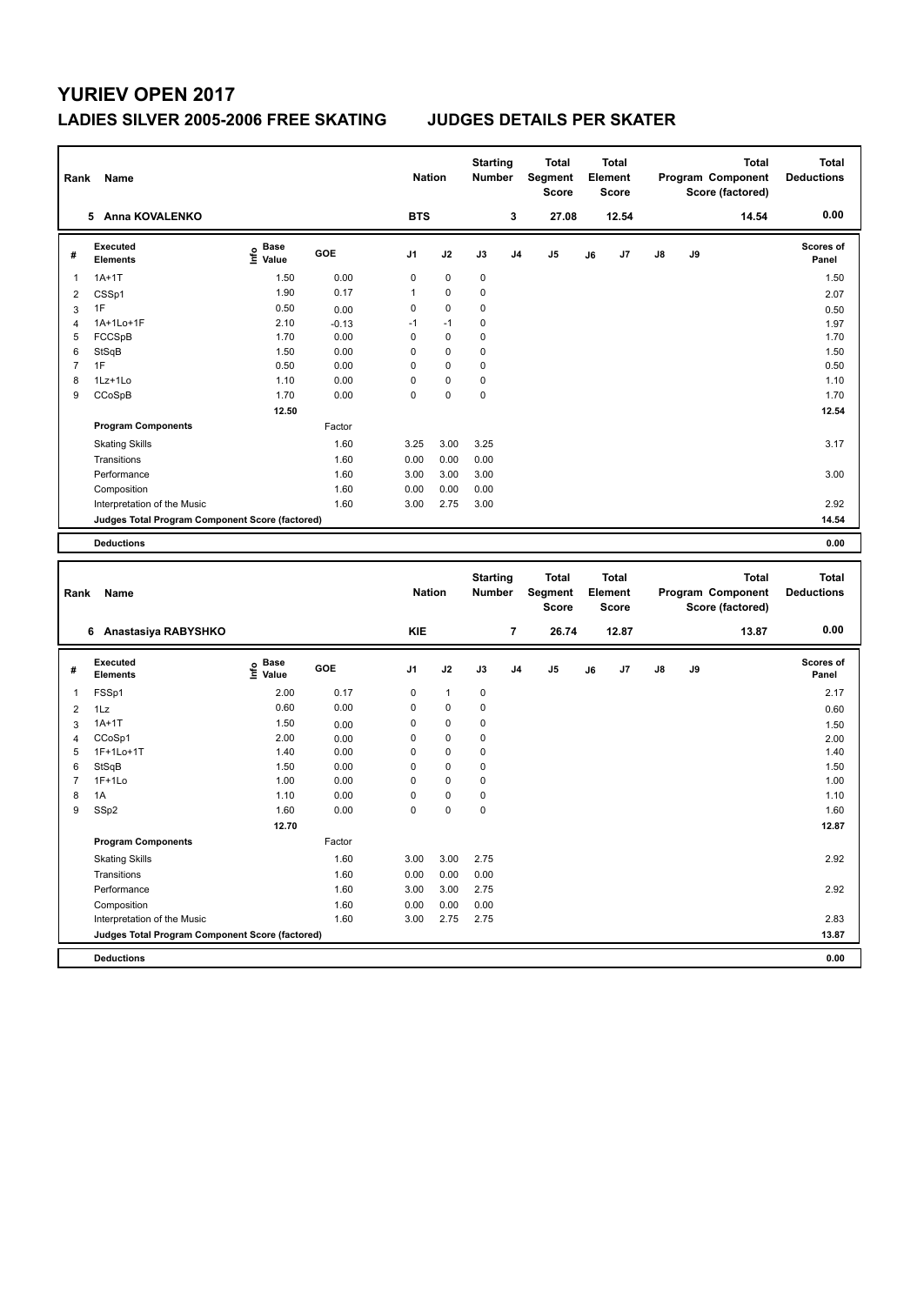# YURIEV OPEN 2017

## LADIES SILVER 2005-2006 FREE SKATING JUDGES DETAILS PER SKATER

| Rank | Name | Nation | Starting Number | Total Segment Score | Total Element Score | Total Program Component Score (factored) | Total Deductions |
|---|---|---|---|---|---|---|---|
| 5 | Anna KOVALENKO | BTS | 3 | 27.08 | 12.54 | 14.54 | 0.00 |

| # | Executed Elements | Info | Base Value | GOE | J1 | J2 | J3 | J4 | J5 | J6 | J7 | J8 | J9 | Scores of Panel |
|---|---|---|---|---|---|---|---|---|---|---|---|---|---|---|
| 1 | 1A+1T | | 1.50 | 0.00 | 0 | 0 | 0 | | | | | | | 1.50 |
| 2 | CSSp1 | | 1.90 | 0.17 | 1 | 0 | 0 | | | | | | | 2.07 |
| 3 | 1F | | 0.50 | 0.00 | 0 | 0 | 0 | | | | | | | 0.50 |
| 4 | 1A+1Lo+1F | | 2.10 | -0.13 | -1 | -1 | 0 | | | | | | | 1.97 |
| 5 | FCCSpB | | 1.70 | 0.00 | 0 | 0 | 0 | | | | | | | 1.70 |
| 6 | StSqB | | 1.50 | 0.00 | 0 | 0 | 0 | | | | | | | 1.50 |
| 7 | 1F | | 0.50 | 0.00 | 0 | 0 | 0 | | | | | | | 0.50 |
| 8 | 1Lz+1Lo | | 1.10 | 0.00 | 0 | 0 | 0 | | | | | | | 1.10 |
| 9 | CCoSpB | | 1.70 | 0.00 | 0 | 0 | 0 | | | | | | | 1.70 |
| | | | 12.50 | | | | | | | | | | | 12.54 |
| | **Program Components** | | | Factor | | | | | | | | | | |
| | Skating Skills | | | 1.60 | 3.25 | 3.00 | 3.25 | | | | | | | 3.17 |
| | Transitions | | | 1.60 | 0.00 | 0.00 | 0.00 | | | | | | | |
| | Performance | | | 1.60 | 3.00 | 3.00 | 3.00 | | | | | | | 3.00 |
| | Composition | | | 1.60 | 0.00 | 0.00 | 0.00 | | | | | | | |
| | Interpretation of the Music | | | 1.60 | 3.00 | 2.75 | 3.00 | | | | | | | 2.92 |
| | **Judges Total Program Component Score (factored)** | | | | | | | | | | | | | 14.54 |
| | **Deductions** | | | | | | | | | | | | | 0.00 |

| Rank | Name | Nation | Starting Number | Total Segment Score | Total Element Score | Total Program Component Score (factored) | Total Deductions |
|---|---|---|---|---|---|---|---|
| 6 | Anastasiya RABYSHKO | KIE | 7 | 26.74 | 12.87 | 13.87 | 0.00 |

| # | Executed Elements | Info | Base Value | GOE | J1 | J2 | J3 | J4 | J5 | J6 | J7 | J8 | J9 | Scores of Panel |
|---|---|---|---|---|---|---|---|---|---|---|---|---|---|---|
| 1 | FSSp1 | | 2.00 | 0.17 | 0 | 1 | 0 | | | | | | | 2.17 |
| 2 | 1Lz | | 0.60 | 0.00 | 0 | 0 | 0 | | | | | | | 0.60 |
| 3 | 1A+1T | | 1.50 | 0.00 | 0 | 0 | 0 | | | | | | | 1.50 |
| 4 | CCoSp1 | | 2.00 | 0.00 | 0 | 0 | 0 | | | | | | | 2.00 |
| 5 | 1F+1Lo+1T | | 1.40 | 0.00 | 0 | 0 | 0 | | | | | | | 1.40 |
| 6 | StSqB | | 1.50 | 0.00 | 0 | 0 | 0 | | | | | | | 1.50 |
| 7 | 1F+1Lo | | 1.00 | 0.00 | 0 | 0 | 0 | | | | | | | 1.00 |
| 8 | 1A | | 1.10 | 0.00 | 0 | 0 | 0 | | | | | | | 1.10 |
| 9 | SSp2 | | 1.60 | 0.00 | 0 | 0 | 0 | | | | | | | 1.60 |
| | | | 12.70 | | | | | | | | | | | 12.87 |
| | **Program Components** | | | Factor | | | | | | | | | | |
| | Skating Skills | | | 1.60 | 3.00 | 3.00 | 2.75 | | | | | | | 2.92 |
| | Transitions | | | 1.60 | 0.00 | 0.00 | 0.00 | | | | | | | |
| | Performance | | | 1.60 | 3.00 | 3.00 | 2.75 | | | | | | | 2.92 |
| | Composition | | | 1.60 | 0.00 | 0.00 | 0.00 | | | | | | | |
| | Interpretation of the Music | | | 1.60 | 3.00 | 2.75 | 2.75 | | | | | | | 2.83 |
| | **Judges Total Program Component Score (factored)** | | | | | | | | | | | | | 13.87 |
| | **Deductions** | | | | | | | | | | | | | 0.00 |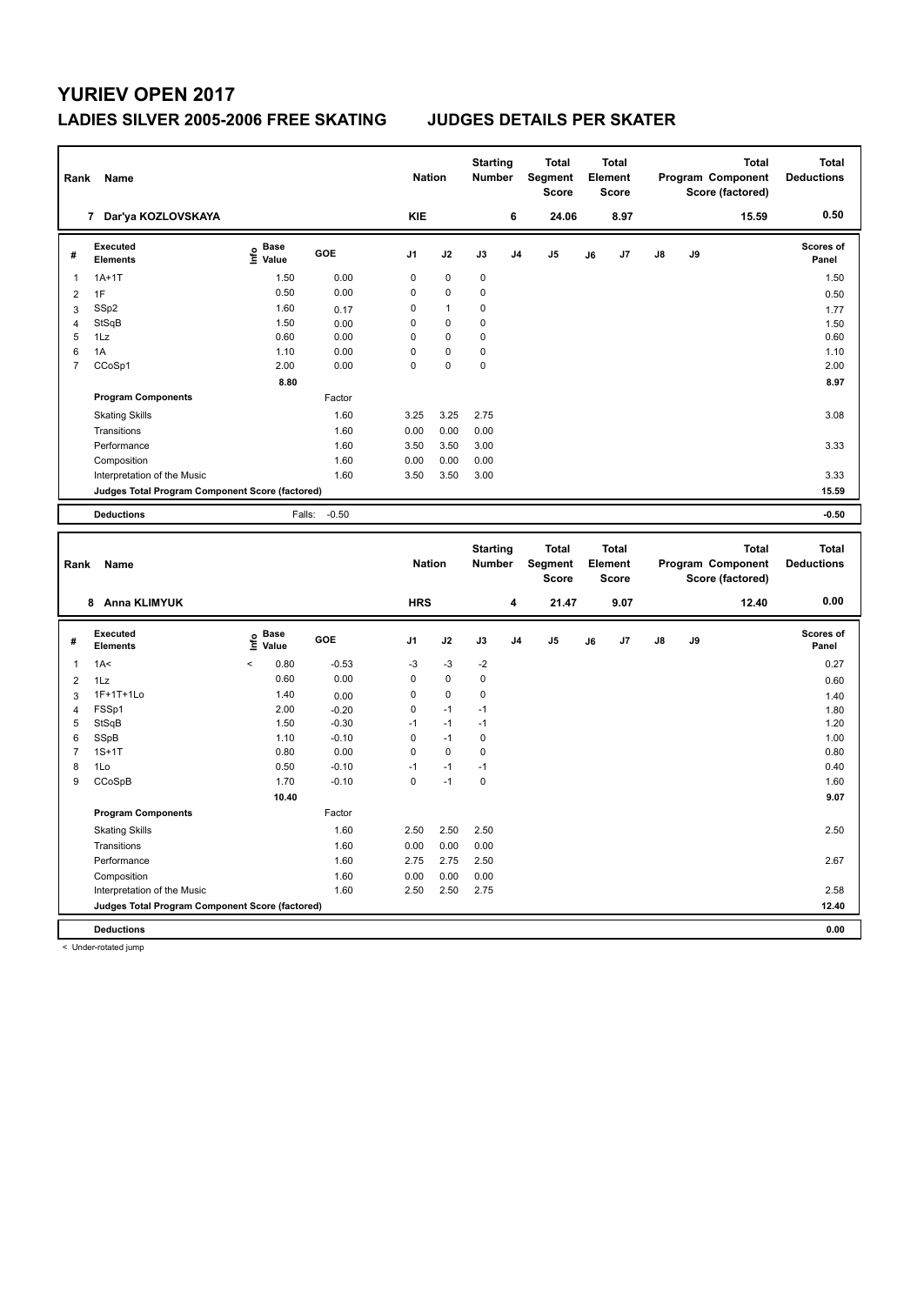# YURIEV OPEN 2017

## LADIES SILVER 2005-2006 FREE SKATING — JUDGES DETAILS PER SKATER

| Rank | Name | Nation | Starting Number | Total Segment Score | Total Element Score | Total Program Component Score (factored) | Total Deductions |
|---|---|---|---|---|---|---|---|
| 7 | Dar'ya KOZLOVSKAYA | KIE | 6 | 24.06 | 8.97 | 15.59 | 0.50 |

| # | Executed Elements | Info | Base Value | GOE | J1 | J2 | J3 | J4 | J5 | J6 | J7 | J8 | J9 | Scores of Panel |
|---|---|---|---|---|---|---|---|---|---|---|---|---|---|---|
| 1 | 1A+1T | | 1.50 | 0.00 | 0 | 0 | 0 | | | | | | | 1.50 |
| 2 | 1F | | 0.50 | 0.00 | 0 | 0 | 0 | | | | | | | 0.50 |
| 3 | SSp2 | | 1.60 | 0.17 | 0 | 1 | 0 | | | | | | | 1.77 |
| 4 | StSqB | | 1.50 | 0.00 | 0 | 0 | 0 | | | | | | | 1.50 |
| 5 | 1Lz | | 0.60 | 0.00 | 0 | 0 | 0 | | | | | | | 0.60 |
| 6 | 1A | | 1.10 | 0.00 | 0 | 0 | 0 | | | | | | | 1.10 |
| 7 | CCoSp1 | | 2.00 | 0.00 | 0 | 0 | 0 | | | | | | | 2.00 |
| | | | 8.80 | | | | | | | | | | | 8.97 |
| | **Program Components** | | | Factor | | | | | | | | | | |
| | Skating Skills | | | 1.60 | 3.25 | 3.25 | 2.75 | | | | | | | 3.08 |
| | Transitions | | | 1.60 | 0.00 | 0.00 | 0.00 | | | | | | | |
| | Performance | | | 1.60 | 3.50 | 3.50 | 3.00 | | | | | | | 3.33 |
| | Composition | | | 1.60 | 0.00 | 0.00 | 0.00 | | | | | | | |
| | Interpretation of the Music | | | 1.60 | 3.50 | 3.50 | 3.00 | | | | | | | 3.33 |
| | **Judges Total Program Component Score (factored)** | | | | | | | | | | | | | 15.59 |
| | **Deductions** | | Falls: | -0.50 | | | | | | | | | | -0.50 |

| Rank | Name | Nation | Starting Number | Total Segment Score | Total Element Score | Total Program Component Score (factored) | Total Deductions |
|---|---|---|---|---|---|---|---|
| 8 | Anna KLIMYUK | HRS | 4 | 21.47 | 9.07 | 12.40 | 0.00 |

| # | Executed Elements | Info | Base Value | GOE | J1 | J2 | J3 | J4 | J5 | J6 | J7 | J8 | J9 | Scores of Panel |
|---|---|---|---|---|---|---|---|---|---|---|---|---|---|---|
| 1 | 1A< | < | 0.80 | -0.53 | -3 | -3 | -2 | | | | | | | 0.27 |
| 2 | 1Lz | | 0.60 | 0.00 | 0 | 0 | 0 | | | | | | | 0.60 |
| 3 | 1F+1T+1Lo | | 1.40 | 0.00 | 0 | 0 | 0 | | | | | | | 1.40 |
| 4 | FSSp1 | | 2.00 | -0.20 | 0 | -1 | -1 | | | | | | | 1.80 |
| 5 | StSqB | | 1.50 | -0.30 | -1 | -1 | -1 | | | | | | | 1.20 |
| 6 | SSpB | | 1.10 | -0.10 | 0 | -1 | 0 | | | | | | | 1.00 |
| 7 | 1S+1T | | 0.80 | 0.00 | 0 | 0 | 0 | | | | | | | 0.80 |
| 8 | 1Lo | | 0.50 | -0.10 | -1 | -1 | -1 | | | | | | | 0.40 |
| 9 | CCoSpB | | 1.70 | -0.10 | 0 | -1 | 0 | | | | | | | 1.60 |
| | | | 10.40 | | | | | | | | | | | 9.07 |
| | **Program Components** | | | Factor | | | | | | | | | | |
| | Skating Skills | | | 1.60 | 2.50 | 2.50 | 2.50 | | | | | | | 2.50 |
| | Transitions | | | 1.60 | 0.00 | 0.00 | 0.00 | | | | | | | |
| | Performance | | | 1.60 | 2.75 | 2.75 | 2.50 | | | | | | | 2.67 |
| | Composition | | | 1.60 | 0.00 | 0.00 | 0.00 | | | | | | | |
| | Interpretation of the Music | | | 1.60 | 2.50 | 2.50 | 2.75 | | | | | | | 2.58 |
| | **Judges Total Program Component Score (factored)** | | | | | | | | | | | | | 12.40 |
| | **Deductions** | | | | | | | | | | | | | 0.00 |

< Under-rotated jump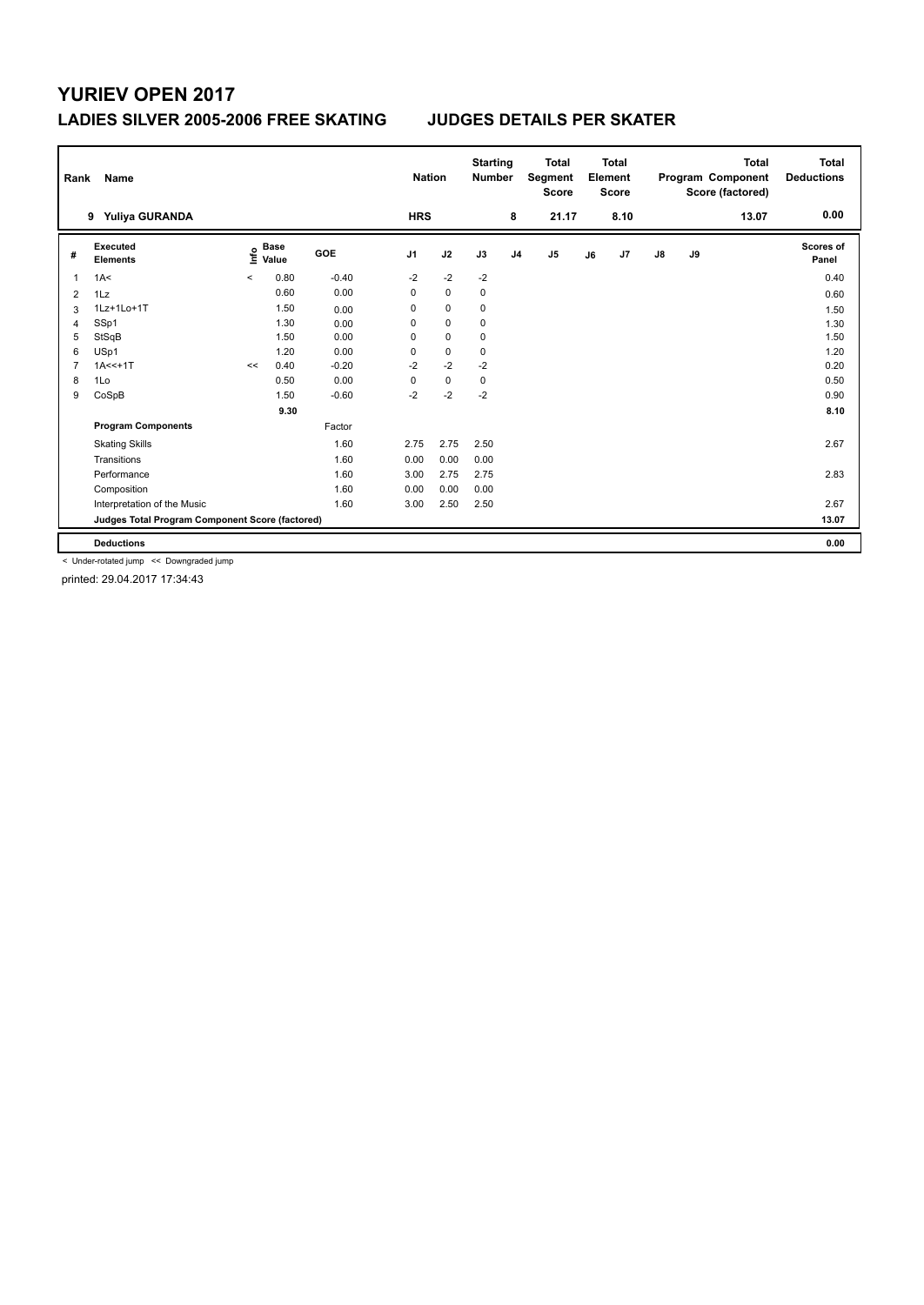# YURIEV OPEN 2017

## LADIES SILVER 2005-2006 FREE SKATING JUDGES DETAILS PER SKATER

| Rank | Name | Nation | Starting Number | Total Segment Score | Total Element Score | Total Program Component Score (factored) | Total Deductions |
|---|---|---|---|---|---|---|---|
| 9 | Yuliya GURANDA | HRS | 8 | 21.17 | 8.10 | 13.07 | 0.00 |

| # | Executed Elements | Info | Base Value | GOE | J1 | J2 | J3 | J4 | J5 | J6 | J7 | J8 | J9 | Scores of Panel |
|---|---|---|---|---|---|---|---|---|---|---|---|---|---|---|
| 1 | 1A< | < | 0.80 | -0.40 | -2 | -2 | -2 | | | | | | | 0.40 |
| 2 | 1Lz | | 0.60 | 0.00 | 0 | 0 | 0 | | | | | | | 0.60 |
| 3 | 1Lz+1Lo+1T | | 1.50 | 0.00 | 0 | 0 | 0 | | | | | | | 1.50 |
| 4 | SSp1 | | 1.30 | 0.00 | 0 | 0 | 0 | | | | | | | 1.30 |
| 5 | StSqB | | 1.50 | 0.00 | 0 | 0 | 0 | | | | | | | 1.50 |
| 6 | USp1 | | 1.20 | 0.00 | 0 | 0 | 0 | | | | | | | 1.20 |
| 7 | 1A<<+1T | << | 0.40 | -0.20 | -2 | -2 | -2 | | | | | | | 0.20 |
| 8 | 1Lo | | 0.50 | 0.00 | 0 | 0 | 0 | | | | | | | 0.50 |
| 9 | CoSpB | | 1.50 | -0.60 | -2 | -2 | -2 | | | | | | | 0.90 |
| | | | 9.30 | | | | | | | | | | | 8.10 |
| | **Program Components** | | | Factor | | | | | | | | | | |
| | Skating Skills | | | 1.60 | 2.75 | 2.75 | 2.50 | | | | | | | 2.67 |
| | Transitions | | | 1.60 | 0.00 | 0.00 | 0.00 | | | | | | | |
| | Performance | | | 1.60 | 3.00 | 2.75 | 2.75 | | | | | | | 2.83 |
| | Composition | | | 1.60 | 0.00 | 0.00 | 0.00 | | | | | | | |
| | Interpretation of the Music | | | 1.60 | 3.00 | 2.50 | 2.50 | | | | | | | 2.67 |
| | **Judges Total Program Component Score (factored)** | | | | | | | | | | | | | 13.07 |
| | **Deductions** | | | | | | | | | | | | | 0.00 |

< Under-rotated jump << Downgraded jump

printed: 29.04.2017 17:34:43